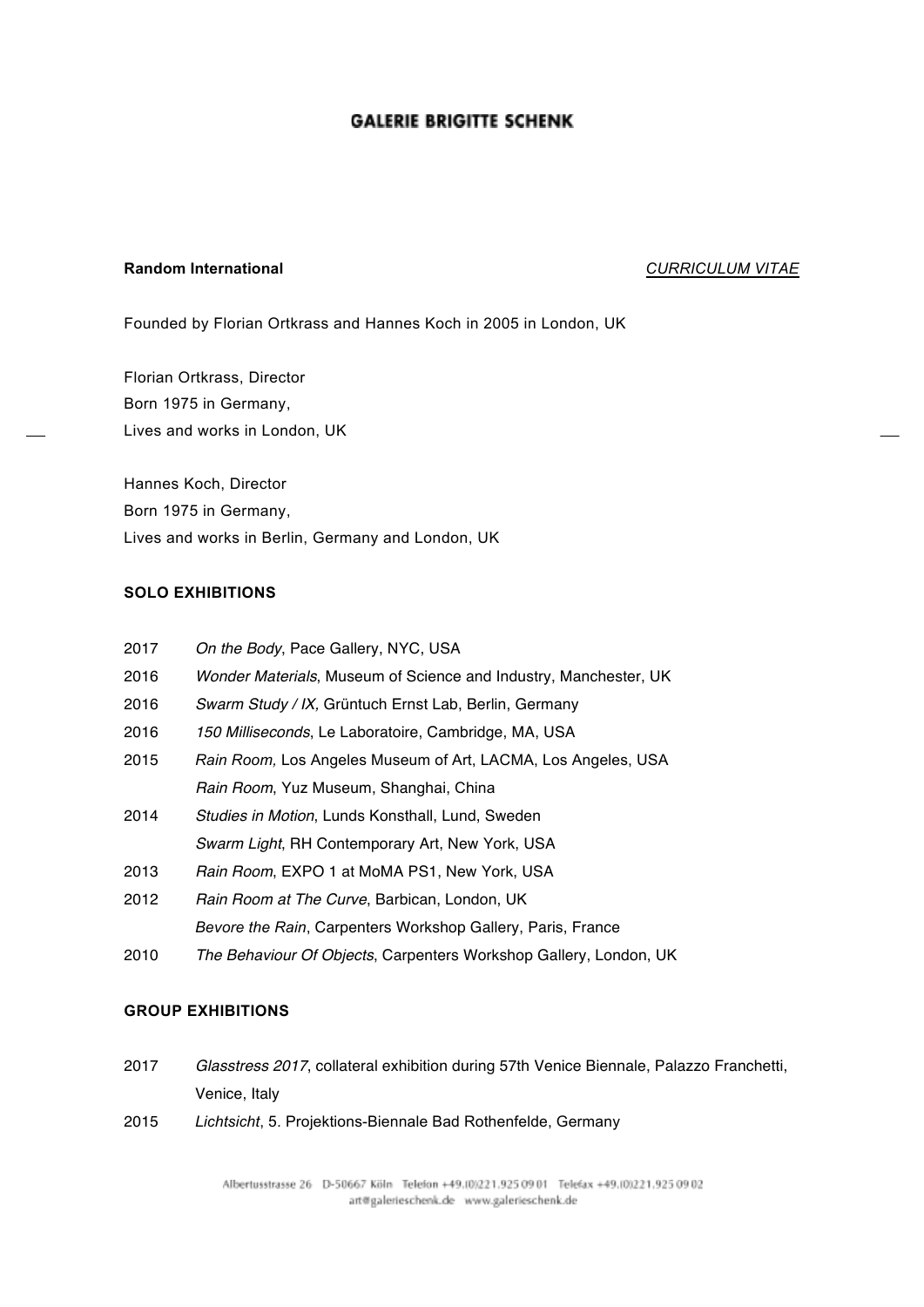# GALERIE BRIGITTE SCHENK

**Random International** *CURRICULUM VITAE*

Founded by Florian Ortkrass and Hannes Koch in 2005 in London, UK

Florian Ortkrass, Director
Born 1975 in Germany,
Lives and works in London, UK

Hannes Koch, Director
Born 1975 in Germany,
Lives and works in Berlin, Germany and London, UK

## SOLO EXHIBITIONS

2017 *On the Body*, Pace Gallery, NYC, USA
2016 *Wonder Materials*, Museum of Science and Industry, Manchester, UK
2016 *Swarm Study / IX,* Grüntuch Ernst Lab, Berlin, Germany
2016 *150 Milliseconds*, Le Laboratoire, Cambridge, MA, USA
2015 *Rain Room,* Los Angeles Museum of Art, LACMA, Los Angeles, USA
*Rain Room*, Yuz Museum, Shanghai, China
2014 *Studies in Motion*, Lunds Konsthall, Lund, Sweden
*Swarm Light*, RH Contemporary Art, New York, USA
2013 *Rain Room*, EXPO 1 at MoMA PS1, New York, USA
2012 *Rain Room at The Curve*, Barbican, London, UK
*Bevore the Rain*, Carpenters Workshop Gallery, Paris, France
2010 *The Behaviour Of Objects*, Carpenters Workshop Gallery, London, UK

## GROUP EXHIBITIONS

2017 *Glasstress 2017*, collateral exhibition during 57th Venice Biennale, Palazzo Franchetti, Venice, Italy
2015 *Lichtsicht*, 5. Projektions-Biennale Bad Rothenfelde, Germany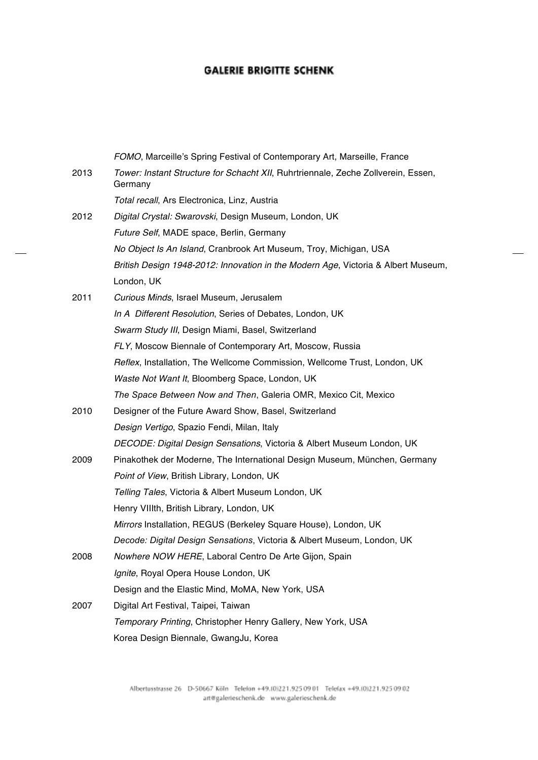| | |
|---|---|
| | *FOMO*, Marceille's Spring Festival of Contemporary Art, Marseille, France |
| 2013 | *Tower: Instant Structure for Schacht XII*, Ruhrtriennale, Zeche Zollverein, Essen, Germany |
| | *Total recall*, Ars Electronica, Linz, Austria |
| 2012 | *Digital Crystal: Swarovski*, Design Museum, London, UK |
| | *Future Self*, MADE space, Berlin, Germany |
| | *No Object Is An Island*, Cranbrook Art Museum, Troy, Michigan, USA |
| | *British Design 1948-2012: Innovation in the Modern Age*, Victoria & Albert Museum, London, UK |
| 2011 | *Curious Minds*, Israel Museum, Jerusalem |
| | *In A Different Resolution*, Series of Debates, London, UK |
| | *Swarm Study III*, Design Miami, Basel, Switzerland |
| | *FLY*, Moscow Biennale of Contemporary Art, Moscow, Russia |
| | *Reflex*, Installation, The Wellcome Commission, Wellcome Trust, London, UK |
| | *Waste Not Want It*, Bloomberg Space, London, UK |
| | *The Space Between Now and Then*, Galeria OMR, Mexico Cit, Mexico |
| 2010 | Designer of the Future Award Show, Basel, Switzerland |
| | *Design Vertigo*, Spazio Fendi, Milan, Italy |
| | *DECODE: Digital Design Sensations*, Victoria & Albert Museum London, UK |
| 2009 | Pinakothek der Moderne, The International Design Museum, München, Germany |
| | *Point of View*, British Library, London, UK |
| | *Telling Tales*, Victoria & Albert Museum London, UK |
| | Henry VIIIth, British Library, London, UK |
| | *Mirrors* Installation, REGUS (Berkeley Square House), London, UK |
| | *Decode: Digital Design Sensations*, Victoria & Albert Museum, London, UK |
| 2008 | *Nowhere NOW HERE*, Laboral Centro De Arte Gijon, Spain |
| | *Ignite*, Royal Opera House London, UK |
| | Design and the Elastic Mind, MoMA, New York, USA |
| 2007 | Digital Art Festival, Taipei, Taiwan |
| | *Temporary Printing*, Christopher Henry Gallery, New York, USA |
| | Korea Design Biennale, GwangJu, Korea |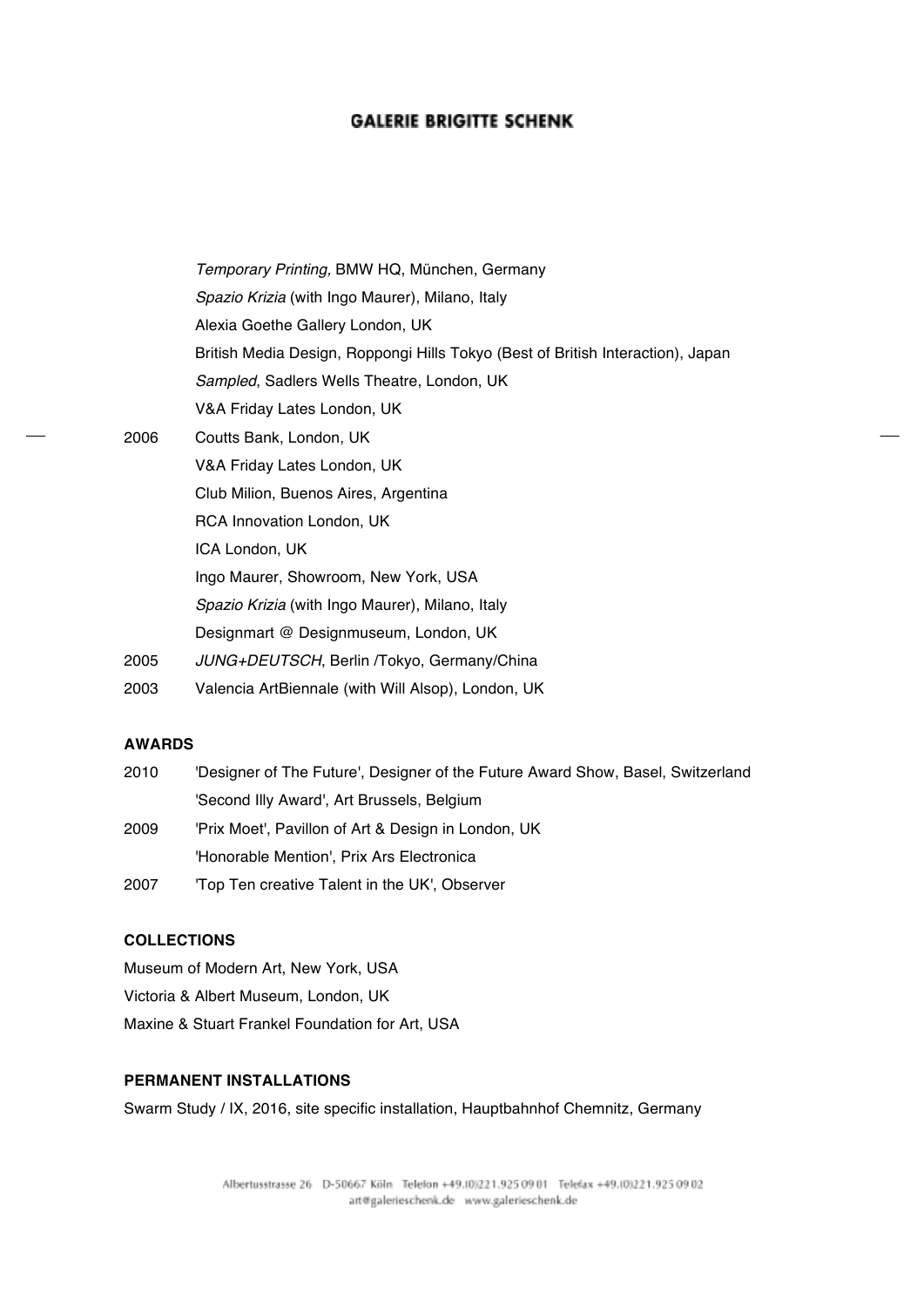| | |
|---|---|
| | *Temporary Printing,* BMW HQ, München, Germany |
| | *Spazio Krizia* (with Ingo Maurer), Milano, Italy |
| | Alexia Goethe Gallery London, UK |
| | British Media Design, Roppongi Hills Tokyo (Best of British Interaction), Japan |
| | *Sampled*, Sadlers Wells Theatre, London, UK |
| | V&A Friday Lates London, UK |
| 2006 | Coutts Bank, London, UK |
| | V&A Friday Lates London, UK |
| | Club Milion, Buenos Aires, Argentina |
| | RCA Innovation London, UK |
| | ICA London, UK |
| | Ingo Maurer, Showroom, New York, USA |
| | *Spazio Krizia* (with Ingo Maurer), Milano, Italy |
| | Designmart @ Designmuseum, London, UK |
| 2005 | *JUNG+DEUTSCH*, Berlin /Tokyo, Germany/China |
| 2003 | Valencia ArtBiennale (with Will Alsop), London, UK |

**AWARDS**

| | |
|---|---|
| 2010 | 'Designer of The Future', Designer of the Future Award Show, Basel, Switzerland |
| | 'Second Illy Award', Art Brussels, Belgium |
| 2009 | 'Prix Moet', Pavillon of Art & Design in London, UK |
| | 'Honorable Mention', Prix Ars Electronica |
| 2007 | 'Top Ten creative Talent in the UK', Observer |

**COLLECTIONS**

Museum of Modern Art, New York, USA

Victoria & Albert Museum, London, UK

Maxine & Stuart Frankel Foundation for Art, USA

**PERMANENT INSTALLATIONS**

Swarm Study / IX, 2016, site specific installation, Hauptbahnhof Chemnitz, Germany